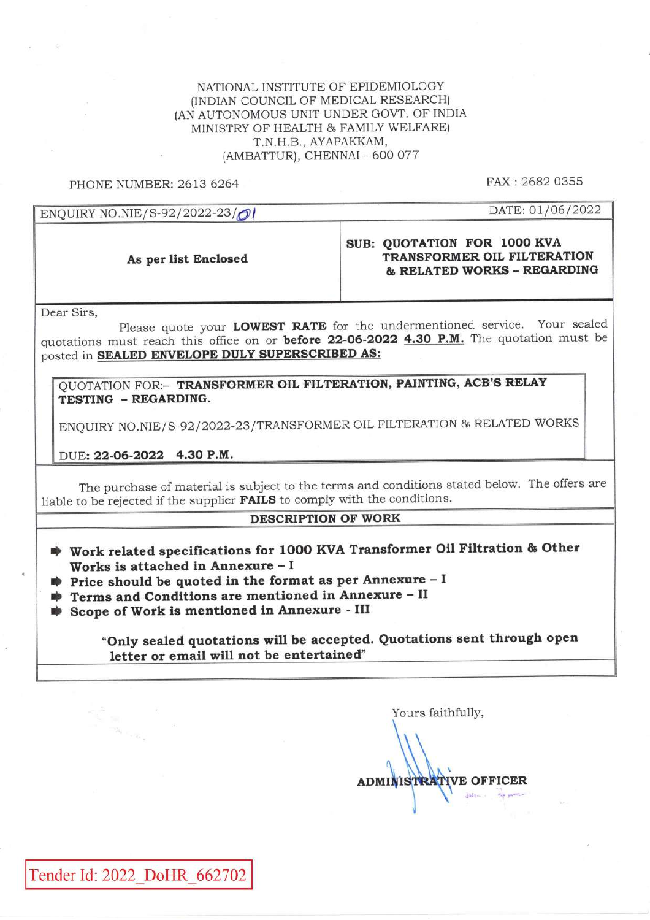NATIONAL INSTITUTE OF EPIDEMIOLOGY
(INDIAN COUNCIL OF MEDICAL RESEARCH)
(AN AUTONOMOUS UNIT UNDER GOVT. OF INDIA
MINISTRY OF HEALTH & FAMILY WELFARE)
T.N.H.B., AYAPAKKAM,
(AMBATTUR), CHENNAI - 600 077

PHONE NUMBER: 2613 6264 FAX : 2682 0355

| ENQUIRY NO.NIE/S-92/2022-23/01 | DATE: 01/06/2022 |
|---|---|
| **As per list Enclosed** | **SUB: QUOTATION FOR 1000 KVA TRANSFORMER OIL FILTERATION & RELATED WORKS – REGARDING** |

Dear Sirs,

Please quote your **LOWEST RATE** for the undermentioned service. Your sealed quotations must reach this office on or **before 22-06-2022 4.30 P.M.** The quotation must be posted in **SEALED ENVELOPE DULY SUPERSCRIBED AS:**

> QUOTATION FOR:– **TRANSFORMER OIL FILTERATION, PAINTING, ACB'S RELAY TESTING – REGARDING.**
>
> ENQUIRY NO.NIE/S-92/2022-23/TRANSFORMER OIL FILTERATION & RELATED WORKS
>
> DUE: **22-06-2022 4.30 P.M.**

The purchase of material is subject to the terms and conditions stated below. The offers are liable to be rejected if the supplier **FAILS** to comply with the conditions.

**DESCRIPTION OF WORK**

- **Work related specifications for 1000 KVA Transformer Oil Filtration & Other Works is attached in Annexure – I**
- **Price should be quoted in the format as per Annexure – I**
- **Terms and Conditions are mentioned in Annexure – II**
- **Scope of Work is mentioned in Annexure - III**

**"Only sealed quotations will be accepted. Quotations sent through open letter or email will not be entertained"**

Yours faithfully,

**ADMINISTRATIVE OFFICER**

Tender Id: 2022_DoHR_662702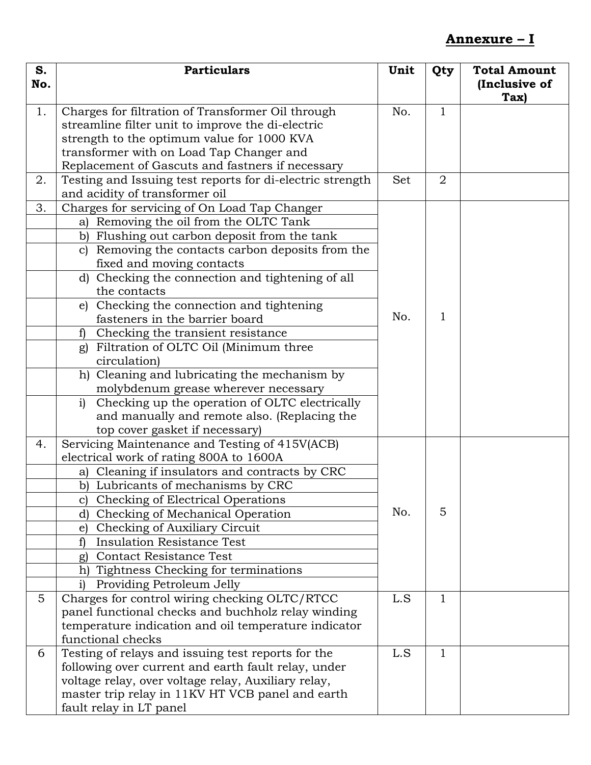**Annexure – I**

| S. No. | Particulars | Unit | Qty | Total Amount (Inclusive of Tax) |
|---|---|---|---|---|
| 1. | Charges for filtration of Transformer Oil through streamline filter unit to improve the di-electric strength to the optimum value for 1000 KVA transformer with on Load Tap Changer and Replacement of Gascuts and fastners if necessary | No. | 1 | |
| 2. | Testing and Issuing test reports for di-electric strength and acidity of transformer oil | Set | 2 | |
| 3. | Charges for servicing of On Load Tap Changer | No. | 1 | |
| | a) Removing the oil from the OLTC Tank | | | |
| | b) Flushing out carbon deposit from the tank | | | |
| | c) Removing the contacts carbon deposits from the fixed and moving contacts | | | |
| | d) Checking the connection and tightening of all the contacts | | | |
| | e) Checking the connection and tightening fasteners in the barrier board | | | |
| | f) Checking the transient resistance | | | |
| | g) Filtration of OLTC Oil (Minimum three circulation) | | | |
| | h) Cleaning and lubricating the mechanism by molybdenum grease wherever necessary | | | |
| | i) Checking up the operation of OLTC electrically and manually and remote also. (Replacing the top cover gasket if necessary) | | | |
| 4. | Servicing Maintenance and Testing of 415V(ACB) electrical work of rating 800A to 1600A | No. | 5 | |
| | a) Cleaning if insulators and contracts by CRC | | | |
| | b) Lubricants of mechanisms by CRC | | | |
| | c) Checking of Electrical Operations | | | |
| | d) Checking of Mechanical Operation | | | |
| | e) Checking of Auxiliary Circuit | | | |
| | f) Insulation Resistance Test | | | |
| | g) Contact Resistance Test | | | |
| | h) Tightness Checking for terminations | | | |
| | i) Providing Petroleum Jelly | | | |
| 5 | Charges for control wiring checking OLTC/RTCC panel functional checks and buchholz relay winding temperature indication and oil temperature indicator functional checks | L.S | 1 | |
| 6 | Testing of relays and issuing test reports for the following over current and earth fault relay, under voltage relay, over voltage relay, Auxiliary relay, master trip relay in 11KV HT VCB panel and earth fault relay in LT panel | L.S | 1 | |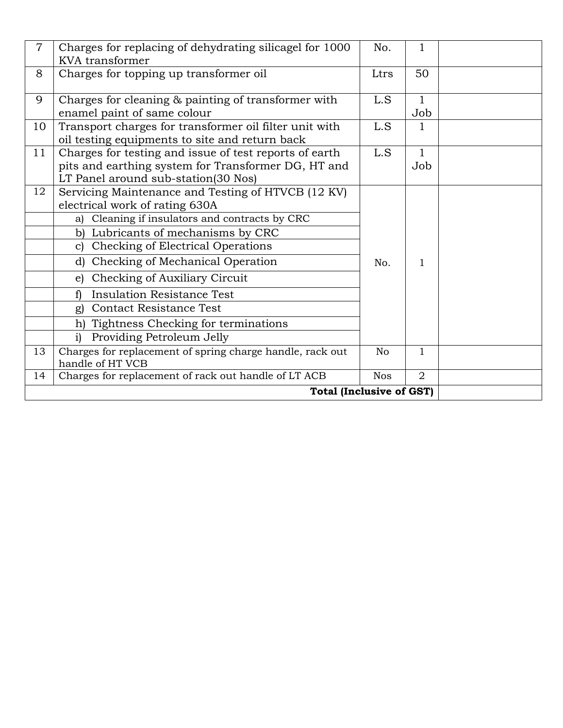| 7 | Charges for replacing of dehydrating silicagel for 1000 KVA transformer | No. | 1 | |
|---|---|---|---|---|
| 8 | Charges for topping up transformer oil | Ltrs | 50 | |
| 9 | Charges for cleaning & painting of transformer with enamel paint of same colour | L.S | 1 Job | |
| 10 | Transport charges for transformer oil filter unit with oil testing equipments to site and return back | L.S | 1 | |
| 11 | Charges for testing and issue of test reports of earth pits and earthing system for Transformer DG, HT and LT Panel around sub-station(30 Nos) | L.S | 1 Job | |
| 12 | Servicing Maintenance and Testing of HTVCB (12 KV) electrical work of rating 630A | No. | 1 | |
| | a) Cleaning if insulators and contracts by CRC | | | |
| | b) Lubricants of mechanisms by CRC | | | |
| | c) Checking of Electrical Operations | | | |
| | d) Checking of Mechanical Operation | | | |
| | e) Checking of Auxiliary Circuit | | | |
| | f) Insulation Resistance Test | | | |
| | g) Contact Resistance Test | | | |
| | h) Tightness Checking for terminations | | | |
| | i) Providing Petroleum Jelly | | | |
| 13 | Charges for replacement of spring charge handle, rack out handle of HT VCB | No | 1 | |
| 14 | Charges for replacement of rack out handle of LT ACB | Nos | 2 | |
| | | | **Total (Inclusive of GST)** | |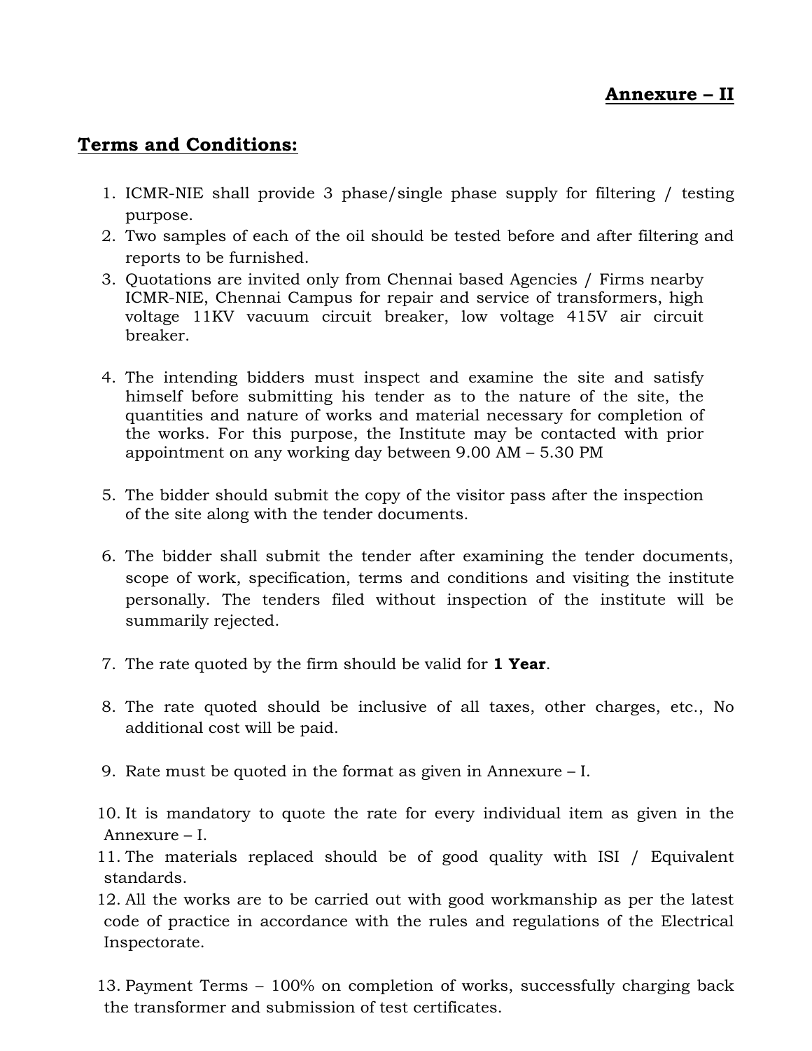**Annexure – II**

**Terms and Conditions:**

1. ICMR-NIE shall provide 3 phase/single phase supply for filtering / testing purpose.
2. Two samples of each of the oil should be tested before and after filtering and reports to be furnished.
3. Quotations are invited only from Chennai based Agencies / Firms nearby ICMR-NIE, Chennai Campus for repair and service of transformers, high voltage 11KV vacuum circuit breaker, low voltage 415V air circuit breaker.
4. The intending bidders must inspect and examine the site and satisfy himself before submitting his tender as to the nature of the site, the quantities and nature of works and material necessary for completion of the works. For this purpose, the Institute may be contacted with prior appointment on any working day between 9.00 AM – 5.30 PM
5. The bidder should submit the copy of the visitor pass after the inspection of the site along with the tender documents.
6. The bidder shall submit the tender after examining the tender documents, scope of work, specification, terms and conditions and visiting the institute personally. The tenders filed without inspection of the institute will be summarily rejected.
7. The rate quoted by the firm should be valid for **1 Year**.
8. The rate quoted should be inclusive of all taxes, other charges, etc., No additional cost will be paid.
9. Rate must be quoted in the format as given in Annexure – I.
10. It is mandatory to quote the rate for every individual item as given in the Annexure – I.
11. The materials replaced should be of good quality with ISI / Equivalent standards.
12. All the works are to be carried out with good workmanship as per the latest code of practice in accordance with the rules and regulations of the Electrical Inspectorate.
13. Payment Terms – 100% on completion of works, successfully charging back the transformer and submission of test certificates.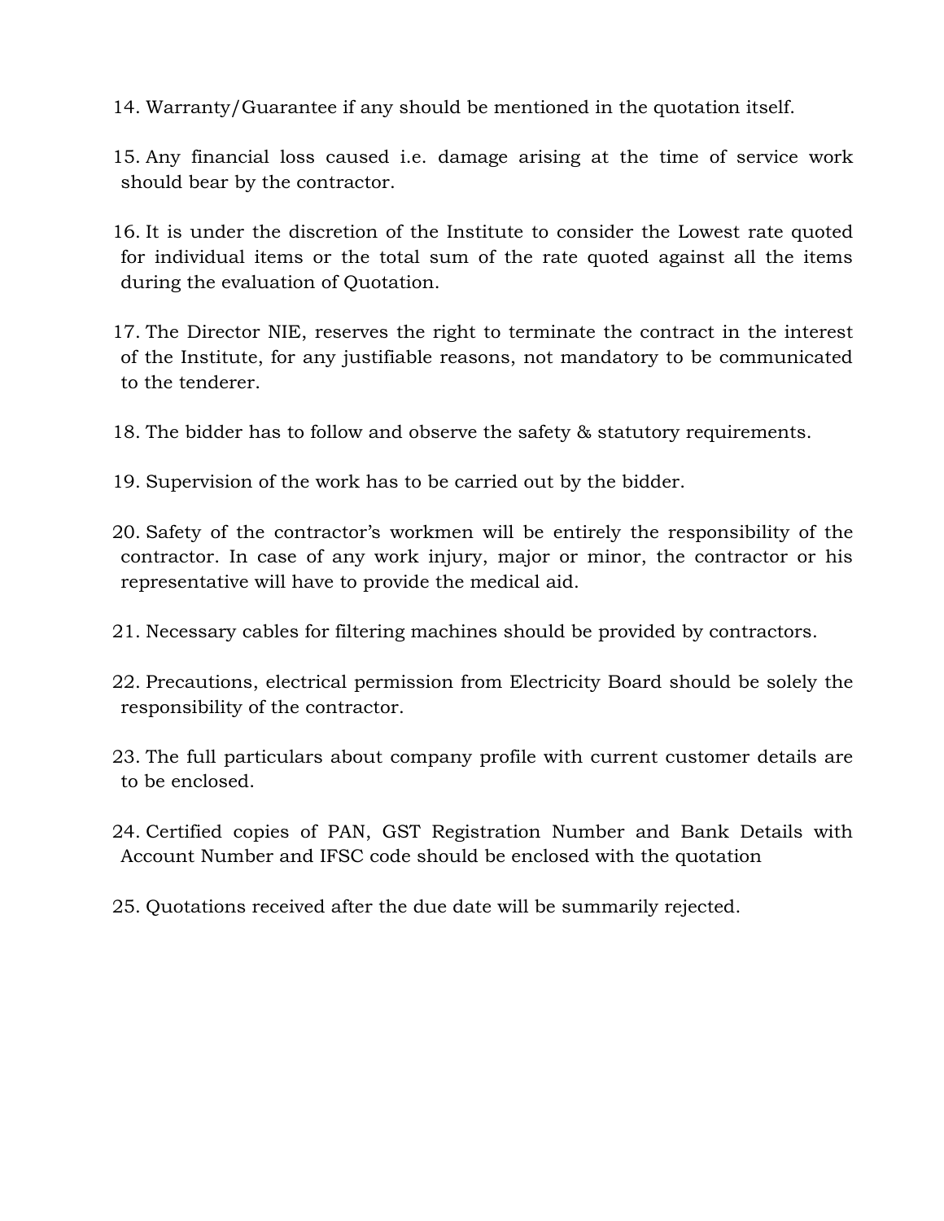14. Warranty/Guarantee if any should be mentioned in the quotation itself.

15. Any financial loss caused i.e. damage arising at the time of service work should bear by the contractor.

16. It is under the discretion of the Institute to consider the Lowest rate quoted for individual items or the total sum of the rate quoted against all the items during the evaluation of Quotation.

17. The Director NIE, reserves the right to terminate the contract in the interest of the Institute, for any justifiable reasons, not mandatory to be communicated to the tenderer.

18. The bidder has to follow and observe the safety & statutory requirements.

19. Supervision of the work has to be carried out by the bidder.

20. Safety of the contractor's workmen will be entirely the responsibility of the contractor. In case of any work injury, major or minor, the contractor or his representative will have to provide the medical aid.

21. Necessary cables for filtering machines should be provided by contractors.

22. Precautions, electrical permission from Electricity Board should be solely the responsibility of the contractor.

23. The full particulars about company profile with current customer details are to be enclosed.

24. Certified copies of PAN, GST Registration Number and Bank Details with Account Number and IFSC code should be enclosed with the quotation

25. Quotations received after the due date will be summarily rejected.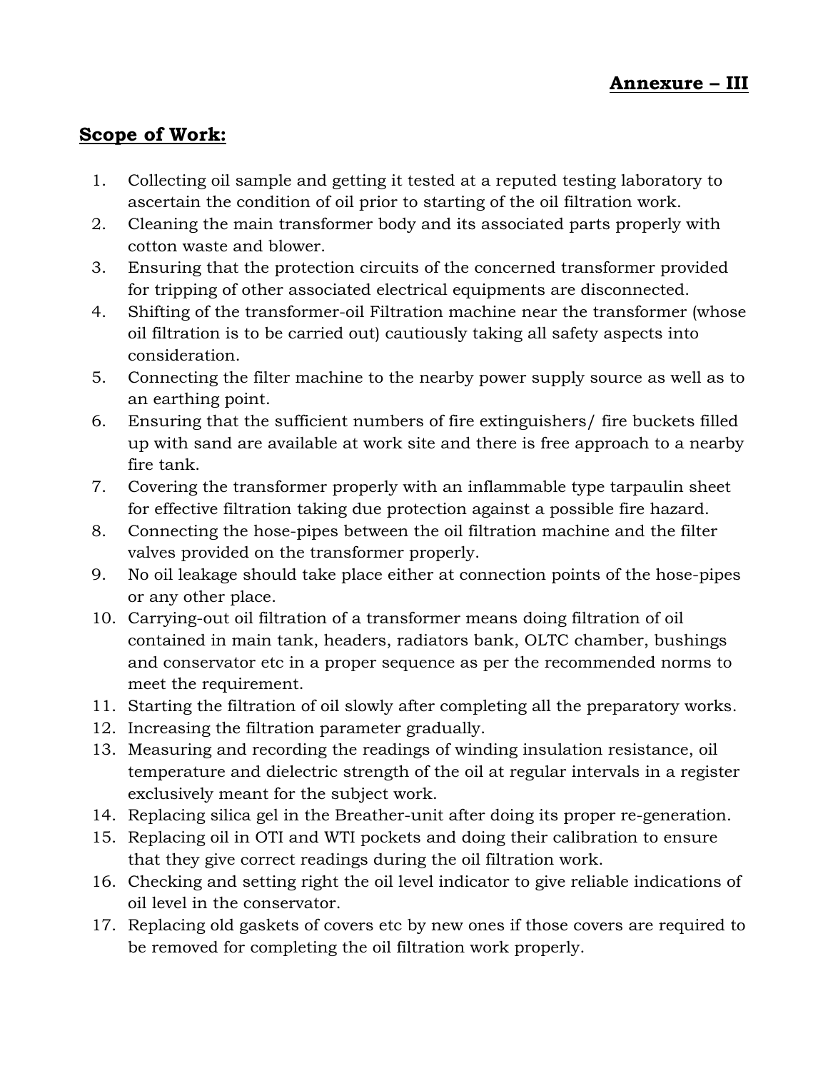**Annexure – III**

**Scope of Work:**

1. Collecting oil sample and getting it tested at a reputed testing laboratory to ascertain the condition of oil prior to starting of the oil filtration work.
2. Cleaning the main transformer body and its associated parts properly with cotton waste and blower.
3. Ensuring that the protection circuits of the concerned transformer provided for tripping of other associated electrical equipments are disconnected.
4. Shifting of the transformer-oil Filtration machine near the transformer (whose oil filtration is to be carried out) cautiously taking all safety aspects into consideration.
5. Connecting the filter machine to the nearby power supply source as well as to an earthing point.
6. Ensuring that the sufficient numbers of fire extinguishers/ fire buckets filled up with sand are available at work site and there is free approach to a nearby fire tank.
7. Covering the transformer properly with an inflammable type tarpaulin sheet for effective filtration taking due protection against a possible fire hazard.
8. Connecting the hose-pipes between the oil filtration machine and the filter valves provided on the transformer properly.
9. No oil leakage should take place either at connection points of the hose-pipes or any other place.
10. Carrying-out oil filtration of a transformer means doing filtration of oil contained in main tank, headers, radiators bank, OLTC chamber, bushings and conservator etc in a proper sequence as per the recommended norms to meet the requirement.
11. Starting the filtration of oil slowly after completing all the preparatory works.
12. Increasing the filtration parameter gradually.
13. Measuring and recording the readings of winding insulation resistance, oil temperature and dielectric strength of the oil at regular intervals in a register exclusively meant for the subject work.
14. Replacing silica gel in the Breather-unit after doing its proper re-generation.
15. Replacing oil in OTI and WTI pockets and doing their calibration to ensure that they give correct readings during the oil filtration work.
16. Checking and setting right the oil level indicator to give reliable indications of oil level in the conservator.
17. Replacing old gaskets of covers etc by new ones if those covers are required to be removed for completing the oil filtration work properly.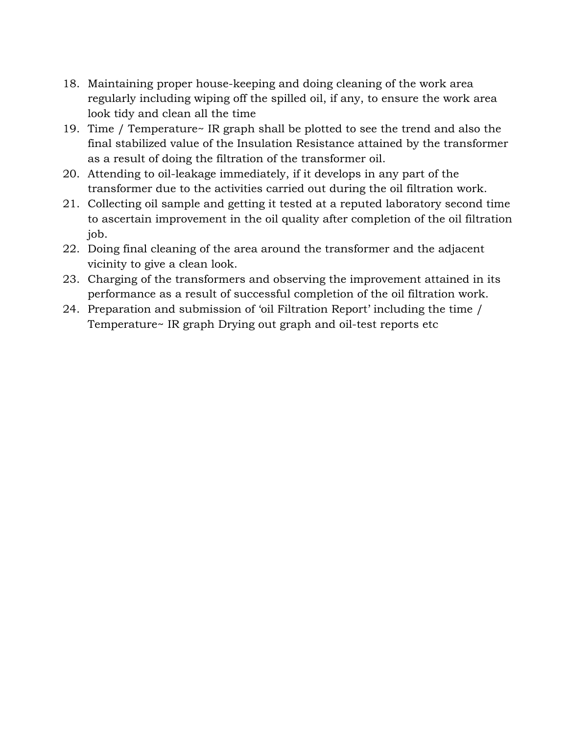18. Maintaining proper house-keeping and doing cleaning of the work area regularly including wiping off the spilled oil, if any, to ensure the work area look tidy and clean all the time
19. Time / Temperature~ IR graph shall be plotted to see the trend and also the final stabilized value of the Insulation Resistance attained by the transformer as a result of doing the filtration of the transformer oil.
20. Attending to oil-leakage immediately, if it develops in any part of the transformer due to the activities carried out during the oil filtration work.
21. Collecting oil sample and getting it tested at a reputed laboratory second time to ascertain improvement in the oil quality after completion of the oil filtration job.
22. Doing final cleaning of the area around the transformer and the adjacent vicinity to give a clean look.
23. Charging of the transformers and observing the improvement attained in its performance as a result of successful completion of the oil filtration work.
24. Preparation and submission of 'oil Filtration Report' including the time / Temperature~ IR graph Drying out graph and oil-test reports etc